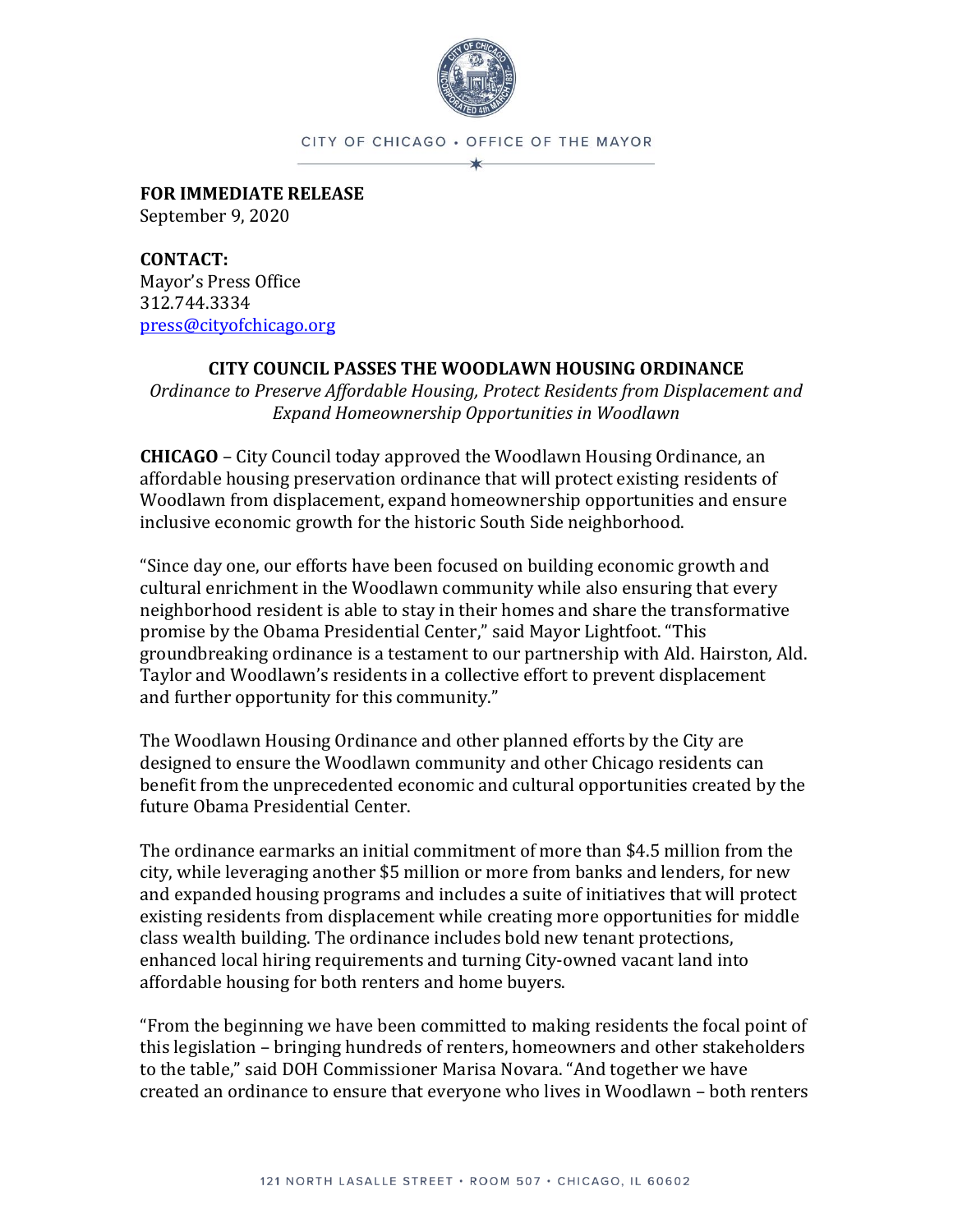CITY OF CHICAGO • OFFICE OF THE MAYOR

**FOR IMMEDIATE RELEASE**
September 9, 2020

**CONTACT:**
Mayor's Press Office
312.744.3334
press@cityofchicago.org

# CITY COUNCIL PASSES THE WOODLAWN HOUSING ORDINANCE

*Ordinance to Preserve Affordable Housing, Protect Residents from Displacement and Expand Homeownership Opportunities in Woodlawn*

**CHICAGO** – City Council today approved the Woodlawn Housing Ordinance, an affordable housing preservation ordinance that will protect existing residents of Woodlawn from displacement, expand homeownership opportunities and ensure inclusive economic growth for the historic South Side neighborhood.

"Since day one, our efforts have been focused on building economic growth and cultural enrichment in the Woodlawn community while also ensuring that every neighborhood resident is able to stay in their homes and share the transformative promise by the Obama Presidential Center," said Mayor Lightfoot. "This groundbreaking ordinance is a testament to our partnership with Ald. Hairston, Ald. Taylor and Woodlawn's residents in a collective effort to prevent displacement and further opportunity for this community."

The Woodlawn Housing Ordinance and other planned efforts by the City are designed to ensure the Woodlawn community and other Chicago residents can benefit from the unprecedented economic and cultural opportunities created by the future Obama Presidential Center.

The ordinance earmarks an initial commitment of more than $4.5 million from the city, while leveraging another $5 million or more from banks and lenders, for new and expanded housing programs and includes a suite of initiatives that will protect existing residents from displacement while creating more opportunities for middle class wealth building. The ordinance includes bold new tenant protections, enhanced local hiring requirements and turning City-owned vacant land into affordable housing for both renters and home buyers.

"From the beginning we have been committed to making residents the focal point of this legislation – bringing hundreds of renters, homeowners and other stakeholders to the table," said DOH Commissioner Marisa Novara. "And together we have created an ordinance to ensure that everyone who lives in Woodlawn – both renters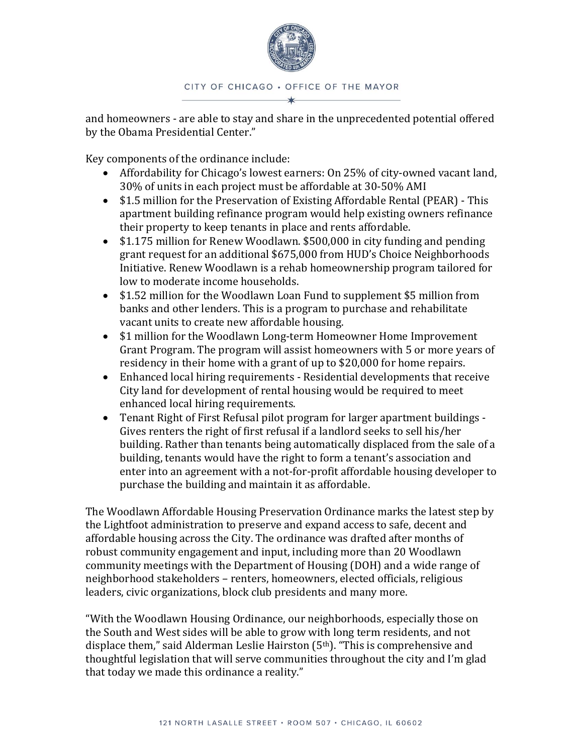and homeowners - are able to stay and share in the unprecedented potential offered by the Obama Presidential Center."

Key components of the ordinance include:

- Affordability for Chicago's lowest earners: On 25% of city-owned vacant land, 30% of units in each project must be affordable at 30-50% AMI
- $1.5 million for the Preservation of Existing Affordable Rental (PEAR) - This apartment building refinance program would help existing owners refinance their property to keep tenants in place and rents affordable.
- $1.175 million for Renew Woodlawn. $500,000 in city funding and pending grant request for an additional $675,000 from HUD's Choice Neighborhoods Initiative. Renew Woodlawn is a rehab homeownership program tailored for low to moderate income households.
- $1.52 million for the Woodlawn Loan Fund to supplement $5 million from banks and other lenders. This is a program to purchase and rehabilitate vacant units to create new affordable housing.
- $1 million for the Woodlawn Long-term Homeowner Home Improvement Grant Program. The program will assist homeowners with 5 or more years of residency in their home with a grant of up to $20,000 for home repairs.
- Enhanced local hiring requirements - Residential developments that receive City land for development of rental housing would be required to meet enhanced local hiring requirements.
- Tenant Right of First Refusal pilot program for larger apartment buildings - Gives renters the right of first refusal if a landlord seeks to sell his/her building. Rather than tenants being automatically displaced from the sale of a building, tenants would have the right to form a tenant's association and enter into an agreement with a not-for-profit affordable housing developer to purchase the building and maintain it as affordable.

The Woodlawn Affordable Housing Preservation Ordinance marks the latest step by the Lightfoot administration to preserve and expand access to safe, decent and affordable housing across the City. The ordinance was drafted after months of robust community engagement and input, including more than 20 Woodlawn community meetings with the Department of Housing (DOH) and a wide range of neighborhood stakeholders – renters, homeowners, elected officials, religious leaders, civic organizations, block club presidents and many more.

"With the Woodlawn Housing Ordinance, our neighborhoods, especially those on the South and West sides will be able to grow with long term residents, and not displace them," said Alderman Leslie Hairston (5th). "This is comprehensive and thoughtful legislation that will serve communities throughout the city and I'm glad that today we made this ordinance a reality."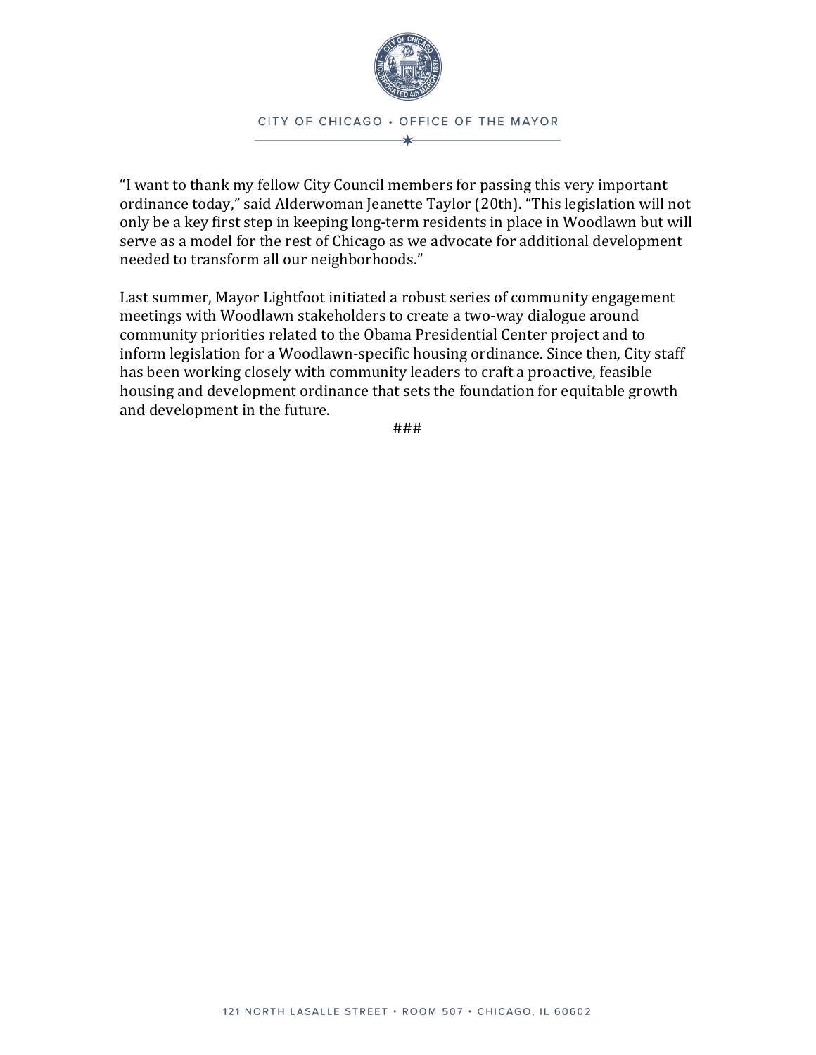"I want to thank my fellow City Council members for passing this very important ordinance today," said Alderwoman Jeanette Taylor (20th). "This legislation will not only be a key first step in keeping long-term residents in place in Woodlawn but will serve as a model for the rest of Chicago as we advocate for additional development needed to transform all our neighborhoods."

Last summer, Mayor Lightfoot initiated a robust series of community engagement meetings with Woodlawn stakeholders to create a two-way dialogue around community priorities related to the Obama Presidential Center project and to inform legislation for a Woodlawn-specific housing ordinance. Since then, City staff has been working closely with community leaders to craft a proactive, feasible housing and development ordinance that sets the foundation for equitable growth and development in the future.

###